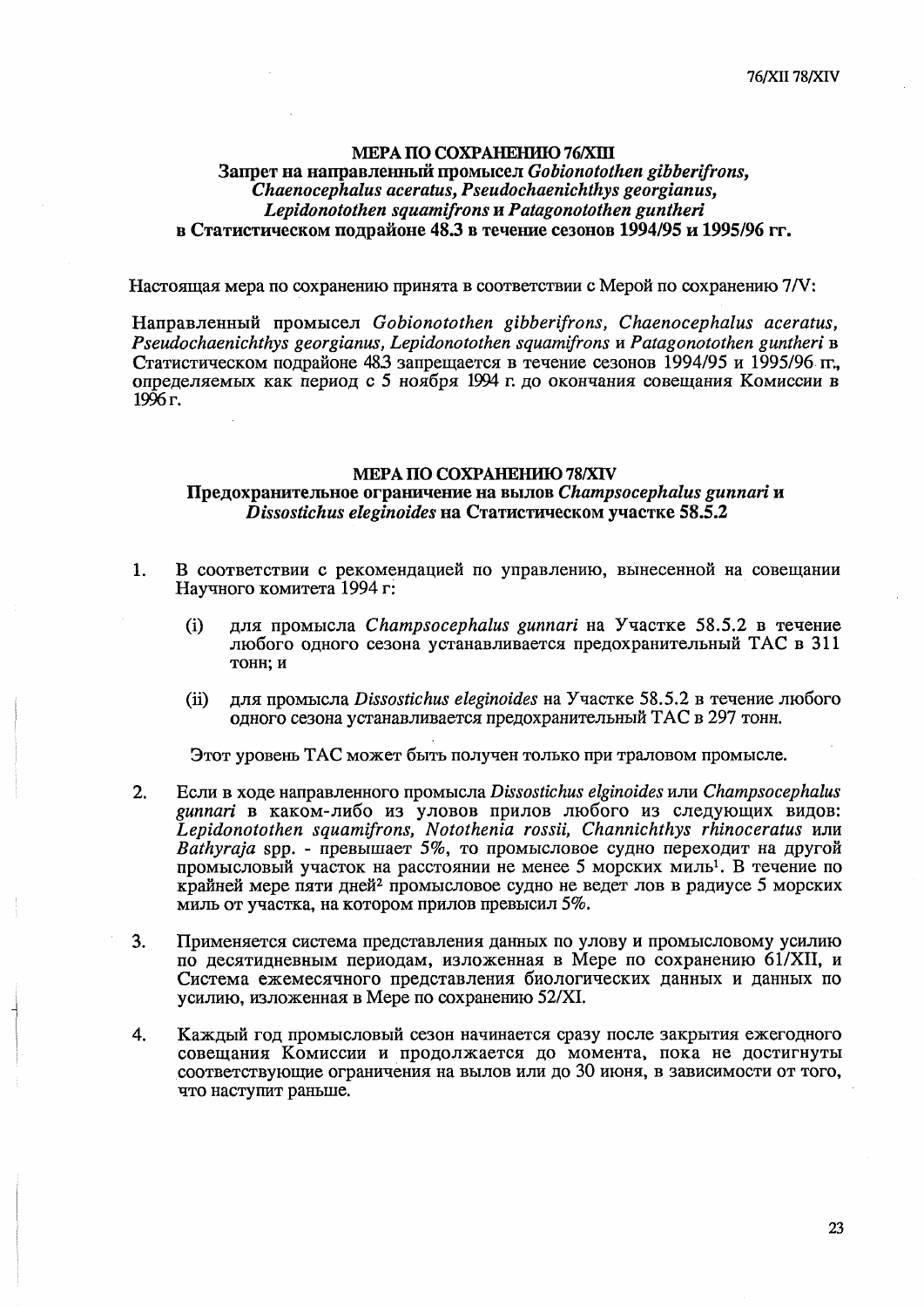## МЕРА ПО СОХРАНЕНИЮ 76/XIII

### Запрет на направленный промысел *Gobionotothen gibberifrons*, *Chaenocephalus aceratus*, *Pseudochaenichthys georgianus*, *Lepidonotothen squamifrons* и *Patagonotothen guntheri* в Статистическом подрайоне 48.3 в течение сезонов 1994/95 и 1995/96 гг.

Настоящая мера по сохранению принята в соответствии с Мерой по сохранению 7/V:

Направленный промысел *Gobionotothen gibberifrons*, *Chaenocephalus aceratus*, *Pseudochaenichthys georgianus*, *Lepidonotothen squamifrons* и *Patagonotothen guntheri* в Статистическом подрайоне 48.3 запрещается в течение сезонов 1994/95 и 1995/96 гг., определяемых как период с 5 ноября 1994 г. до окончания совещания Комиссии в 1996 г.

## МЕРА ПО СОХРАНЕНИЮ 78/XIV

### Предохранительное ограничение на вылов *Champsocephalus gunnari* и *Dissostichus eleginoides* на Статистическом участке 58.5.2

1. В соответствии с рекомендацией по управлению, вынесенной на совещании Научного комитета 1994 г:

   (i) для промысла *Champsocephalus gunnari* на Участке 58.5.2 в течение любого одного сезона устанавливается предохранительный TAC в 311 тонн; и

   (ii) для промысла *Dissostichus eleginoides* на Участке 58.5.2 в течение любого одного сезона устанавливается предохранительный TAC в 297 тонн.

   Этот уровень TAC может быть получен только при траловом промысле.

2. Если в ходе направленного промысла *Dissostichus elginoides* или *Champsocephalus gunnari* в каком-либо из уловов прилов любого из следующих видов: *Lepidonotothen squamifrons*, *Notothenia rossii*, *Channichthys rhinoceratus* или *Bathyraja* spp. - превышает 5%, то промысловое судно переходит на другой промысловый участок на расстоянии не менее 5 морских миль[1]. В течение по крайней мере пяти дней[2] промысловое судно не ведет лов в радиусе 5 морских миль от участка, на котором прилов превысил 5%.

3. Применяется система представления данных по улову и промысловому усилию по десятидневным периодам, изложенная в Мере по сохранению 61/XII, и Система ежемесячного представления биологических данных и данных по усилию, изложенная в Мере по сохранению 52/XI.

4. Каждый год промысловый сезон начинается сразу после закрытия ежегодного совещания Комиссии и продолжается до момента, пока не достигнуты соответствующие ограничения на вылов или до 30 июня, в зависимости от того, что наступит раньше.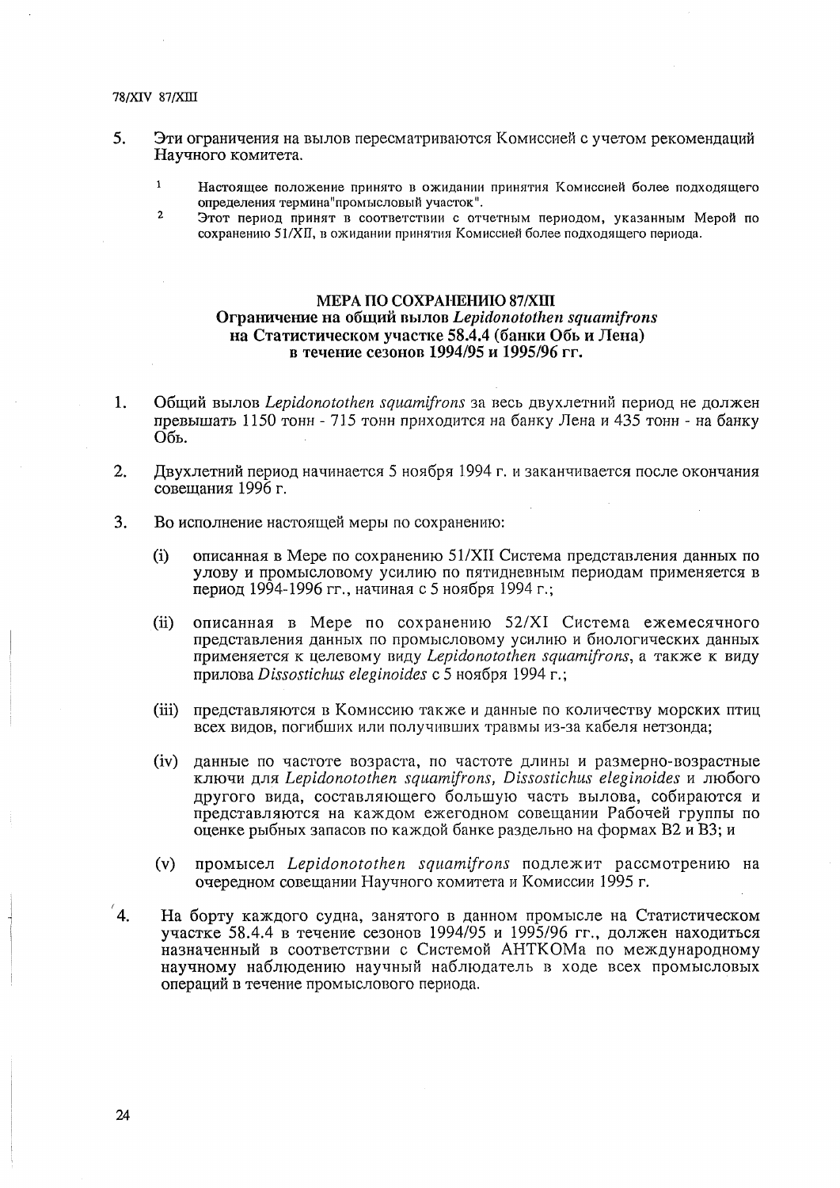5. Эти ограничения на вылов пересматриваются Комиссией с учетом рекомендаций Научного комитета.

[1] Настоящее положение принято в ожидании принятия Комиссией более подходящего определения термина"промысловый участок".

[2] Этот период принят в соответствии с отчетным периодом, указанным Мерой по сохранению 51/XII, в ожидании принятия Комиссией более подходящего периода.

## МЕРА ПО СОХРАНЕНИЮ 87/XIII
## Ограничение на общий вылов *Lepidonotothen squamifrons* на Статистическом участке 58.4.4 (банки Обь и Лена) в течение сезонов 1994/95 и 1995/96 гг.

1. Общий вылов *Lepidonotothen squamifrons* за весь двухлетний период не должен превышать 1150 тонн - 715 тонн приходится на банку Лена и 435 тонн - на банку Обь.

2. Двухлетний период начинается 5 ноября 1994 г. и заканчивается после окончания совещания 1996 г.

3. Во исполнение настоящей меры по сохранению:

   (i) описанная в Мере по сохранению 51/XII Система представления данных по улову и промысловому усилию по пятидневным периодам применяется в период 1994-1996 гг., начиная с 5 ноября 1994 г.;

   (ii) описанная в Мере по сохранению 52/XI Система ежемесячного представления данных по промысловому усилию и биологических данных применяется к целевому виду *Lepidonotothen squamifrons*, а также к виду прилова *Dissostichus eleginoides* с 5 ноября 1994 г.;

   (iii) представляются в Комиссию также и данные по количеству морских птиц всех видов, погибших или получивших травмы из-за кабеля нетзонда;

   (iv) данные по частоте возраста, по частоте длины и размерно-возрастные ключи для *Lepidonotothen squamifrons, Dissostichus eleginoides* и любого другого вида, составляющего большую часть вылова, собираются и представляются на каждом ежегодном совещании Рабочей группы по оценке рыбных запасов по каждой банке раздельно на формах B2 и B3; и

   (v) промысел *Lepidonotothen squamifrons* подлежит рассмотрению на очередном совещании Научного комитета и Комиссии 1995 г.

4. На борту каждого судна, занятого в данном промысле на Статистическом участке 58.4.4 в течение сезонов 1994/95 и 1995/96 гг., должен находиться назначенный в соответствии с Системой АНТКОМа по международному научному наблюдению научный наблюдатель в ходе всех промысловых операций в течение промыслового периода.